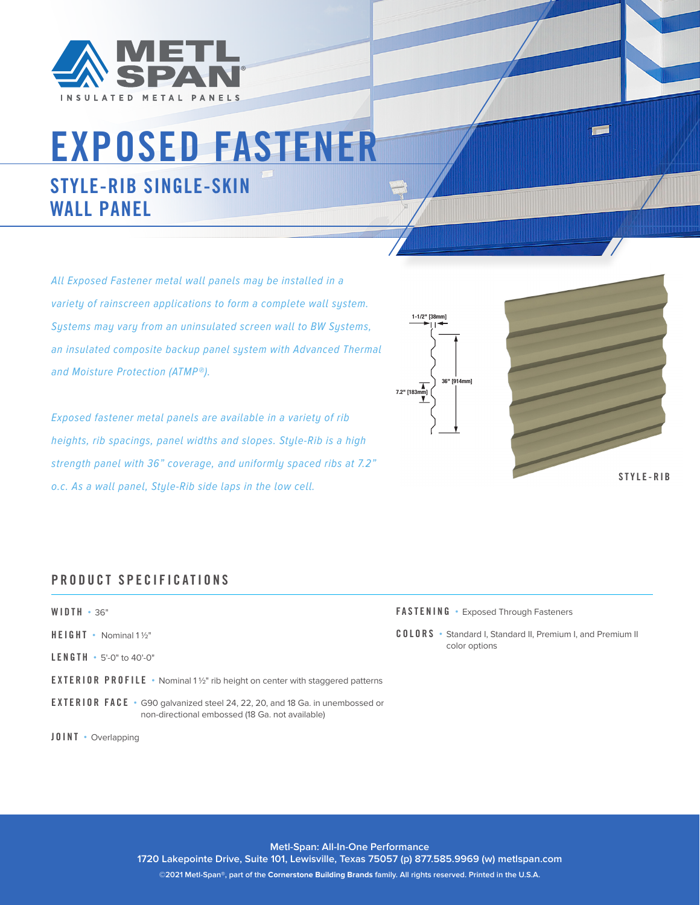METL SPAN
INSULATED METAL PANELS

# EXPOSED FASTENER

## STYLE-RIB SINGLE-SKIN WALL PANEL

*All Exposed Fastener metal wall panels may be installed in a variety of rainscreen applications to form a complete wall system. Systems may vary from an uninsulated screen wall to BW Systems, an insulated composite backup panel system with Advanced Thermal and Moisture Protection (ATMP®).*

*Exposed fastener metal panels are available in a variety of rib heights, rib spacings, panel widths and slopes. Style-Rib is a high strength panel with 36" coverage, and uniformly spaced ribs at 7.2" o.c. As a wall panel, Style-Rib side laps in the low cell.*

1-1/2" [38mm]

7.2" [183mm]

36" [914mm]

STYLE-RIB

## PRODUCT SPECIFICATIONS

**WIDTH** • 36"

**HEIGHT** • Nominal 1 ½"

**LENGTH** • 5'-0" to 40'-0"

**EXTERIOR PROFILE** • Nominal 1 ½" rib height on center with staggered patterns

**EXTERIOR FACE** • G90 galvanized steel 24, 22, 20, and 18 Ga. in unembossed or non-directional embossed (18 Ga. not available)

**JOINT** • Overlapping

**FASTENING** • Exposed Through Fasteners

**COLORS** • Standard I, Standard II, Premium I, and Premium II color options

**Metl-Span: All-In-One Performance**
**1720 Lakepointe Drive, Suite 101, Lewisville, Texas 75057 (p) 877.585.9969 (w) metlspan.com**
©2021 Metl-Span®, part of the **Cornerstone Building Brands** family. All rights reserved. Printed in the U.S.A.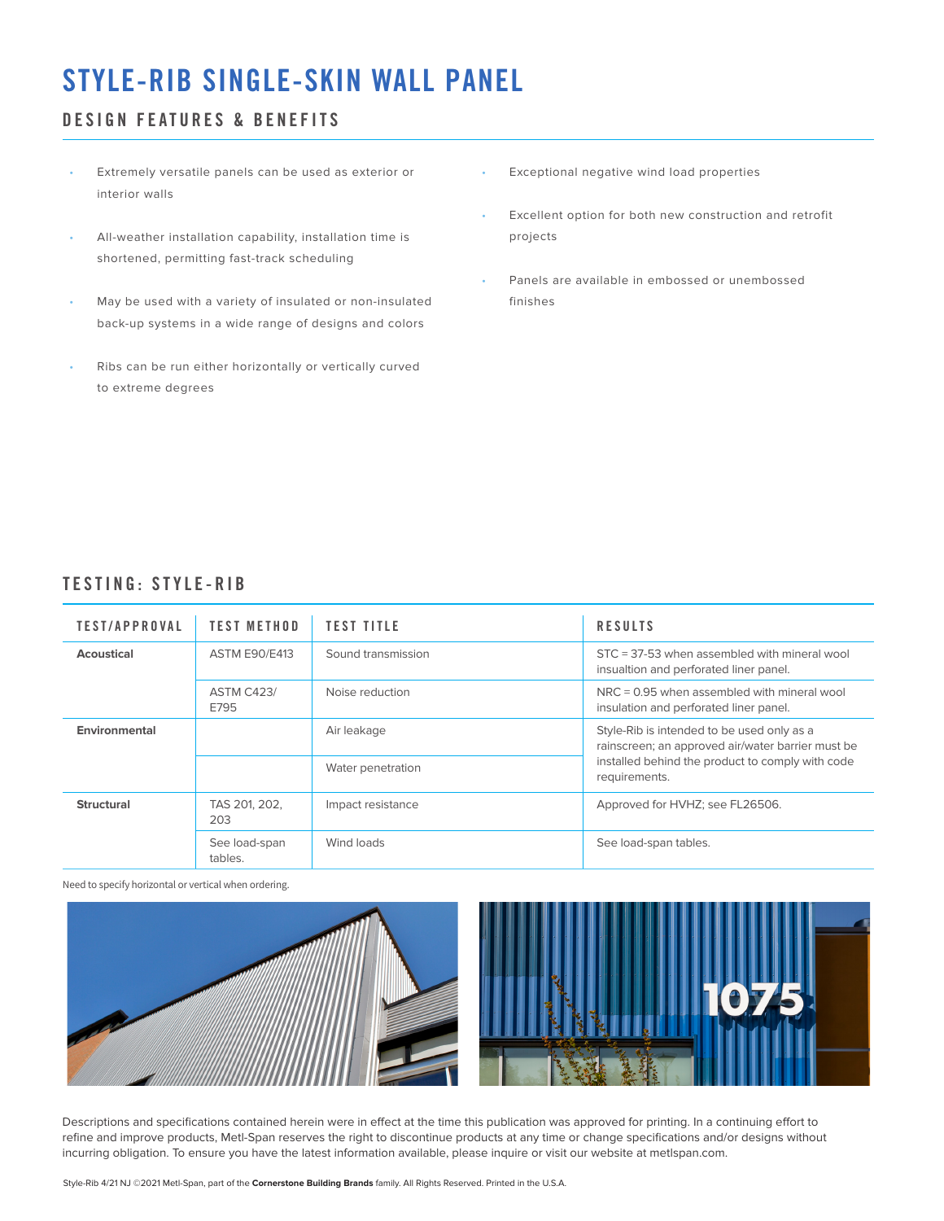# STYLE-RIB SINGLE-SKIN WALL PANEL

## DESIGN FEATURES & BENEFITS

- Extremely versatile panels can be used as exterior or interior walls
- All-weather installation capability, installation time is shortened, permitting fast-track scheduling
- May be used with a variety of insulated or non-insulated back-up systems in a wide range of designs and colors
- Ribs can be run either horizontally or vertically curved to extreme degrees
- Exceptional negative wind load properties
- Excellent option for both new construction and retrofit projects
- Panels are available in embossed or unembossed finishes

## TESTING: STYLE-RIB

| TEST/APPROVAL | TEST METHOD | TEST TITLE | RESULTS |
|---|---|---|---|
| **Acoustical** | ASTM E90/E413 | Sound transmission | STC = 37-53 when assembled with mineral wool insualtion and perforated liner panel. |
| | ASTM C423/ E795 | Noise reduction | NRC = 0.95 when assembled with mineral wool insulation and perforated liner panel. |
| **Environmental** | | Air leakage | Style-Rib is intended to be used only as a rainscreen; an approved air/water barrier must be installed behind the product to comply with code requirements. |
| | | Water penetration | |
| **Structural** | TAS 201, 202, 203 | Impact resistance | Approved for HVHZ; see FL26506. |
| | See load-span tables. | Wind loads | See load-span tables. |

Need to specify horizontal or vertical when ordering.

Descriptions and specifications contained herein were in effect at the time this publication was approved for printing. In a continuing effort to refine and improve products, Metl-Span reserves the right to discontinue products at any time or change specifications and/or designs without incurring obligation. To ensure you have the latest information available, please inquire or visit our website at metlspan.com.

Style-Rib 4/21 NJ ©2021 Metl-Span, part of the **Cornerstone Building Brands** family. All Rights Reserved. Printed in the U.S.A.